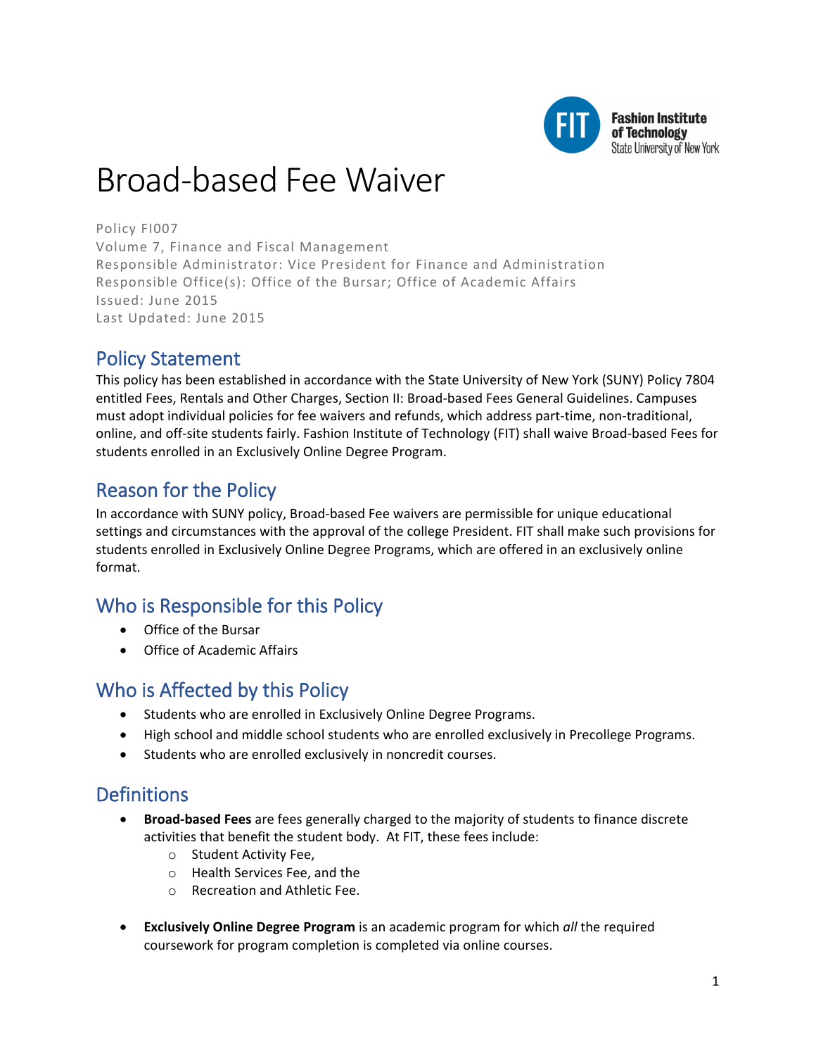# Broad-based Fee Waiver

Policy FI007
Volume 7, Finance and Fiscal Management
Responsible Administrator: Vice President for Finance and Administration
Responsible Office(s): Office of the Bursar; Office of Academic Affairs
Issued: June 2015
Last Updated: June 2015

## Policy Statement

This policy has been established in accordance with the State University of New York (SUNY) Policy 7804 entitled Fees, Rentals and Other Charges, Section II: Broad-based Fees General Guidelines. Campuses must adopt individual policies for fee waivers and refunds, which address part-time, non-traditional, online, and off-site students fairly. Fashion Institute of Technology (FIT) shall waive Broad-based Fees for students enrolled in an Exclusively Online Degree Program.

## Reason for the Policy

In accordance with SUNY policy, Broad-based Fee waivers are permissible for unique educational settings and circumstances with the approval of the college President. FIT shall make such provisions for students enrolled in Exclusively Online Degree Programs, which are offered in an exclusively online format.

## Who is Responsible for this Policy

- Office of the Bursar
- Office of Academic Affairs

## Who is Affected by this Policy

- Students who are enrolled in Exclusively Online Degree Programs.
- High school and middle school students who are enrolled exclusively in Precollege Programs.
- Students who are enrolled exclusively in noncredit courses.

## Definitions

- **Broad-based Fees** are fees generally charged to the majority of students to finance discrete activities that benefit the student body. At FIT, these fees include:
  - Student Activity Fee,
  - Health Services Fee, and the
  - Recreation and Athletic Fee.
- **Exclusively Online Degree Program** is an academic program for which *all* the required coursework for program completion is completed via online courses.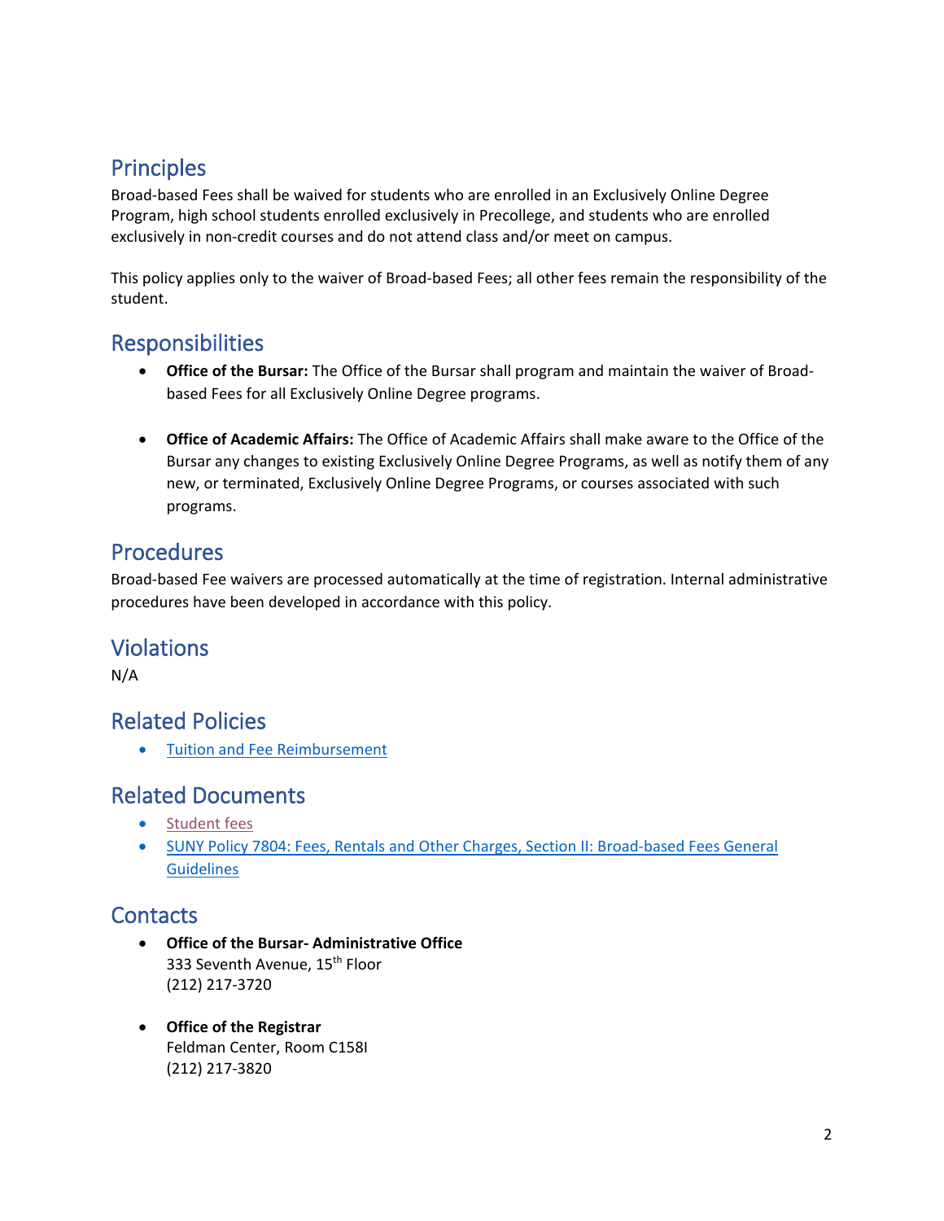## Principles

Broad-based Fees shall be waived for students who are enrolled in an Exclusively Online Degree Program, high school students enrolled exclusively in Precollege, and students who are enrolled exclusively in non-credit courses and do not attend class and/or meet on campus.

This policy applies only to the waiver of Broad-based Fees; all other fees remain the responsibility of the student.

## Responsibilities

- **Office of the Bursar:** The Office of the Bursar shall program and maintain the waiver of Broad-based Fees for all Exclusively Online Degree programs.
- **Office of Academic Affairs:** The Office of Academic Affairs shall make aware to the Office of the Bursar any changes to existing Exclusively Online Degree Programs, as well as notify them of any new, or terminated, Exclusively Online Degree Programs, or courses associated with such programs.

## Procedures

Broad-based Fee waivers are processed automatically at the time of registration. Internal administrative procedures have been developed in accordance with this policy.

## Violations

N/A

## Related Policies

- Tuition and Fee Reimbursement

## Related Documents

- Student fees
- SUNY Policy 7804: Fees, Rentals and Other Charges, Section II: Broad-based Fees General Guidelines

## Contacts

- **Office of the Bursar- Administrative Office**
  333 Seventh Avenue, 15th Floor
  (212) 217-3720
- **Office of the Registrar**
  Feldman Center, Room C158I
  (212) 217-3820